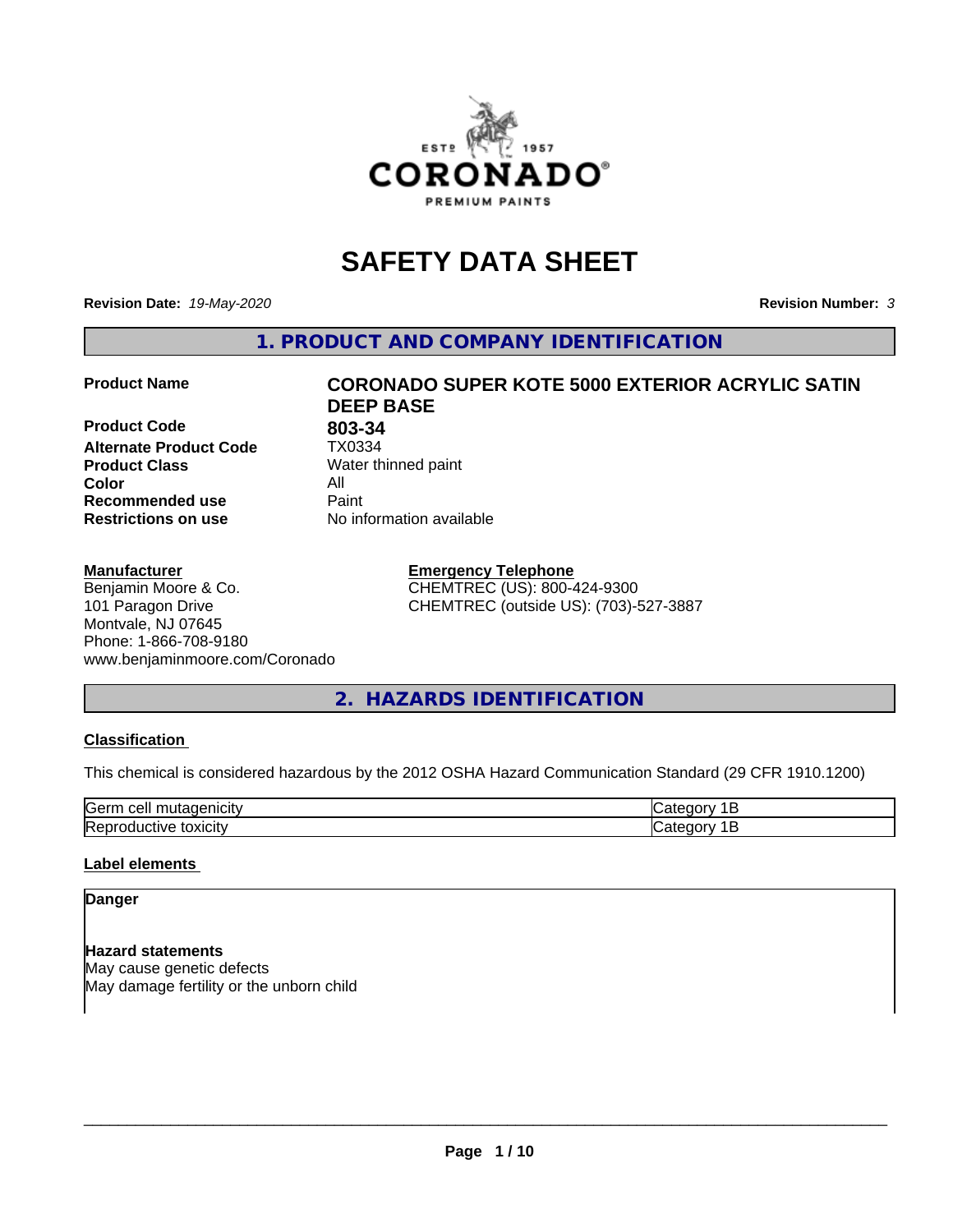# SAFETY DATA SHEET

**Revision Date:** *19-May-2020* **Revision Number:** *3*

## 1. PRODUCT AND COMPANY IDENTIFICATION

| | |
|---|---|
| **Product Name** | **CORONADO SUPER KOTE 5000 EXTERIOR ACRYLIC SATIN DEEP BASE** |
| **Product Code** | **803-34** |
| **Alternate Product Code** | TX0334 |
| **Product Class** | Water thinned paint |
| **Color** | All |
| **Recommended use** | Paint |
| **Restrictions on use** | No information available |

**Manufacturer**
Benjamin Moore & Co.
101 Paragon Drive
Montvale, NJ 07645
Phone: 1-866-708-9180
www.benjaminmoore.com/Coronado

**Emergency Telephone**
CHEMTREC (US): 800-424-9300
CHEMTREC (outside US): (703)-527-3887

## 2. HAZARDS IDENTIFICATION

### Classification

This chemical is considered hazardous by the 2012 OSHA Hazard Communication Standard (29 CFR 1910.1200)

| | |
|---|---|
| Germ cell mutagenicity | Category 1B |
| Reproductive toxicity | Category 1B |

### Label elements

**Danger**

**Hazard statements**
May cause genetic defects
May damage fertility or the unborn child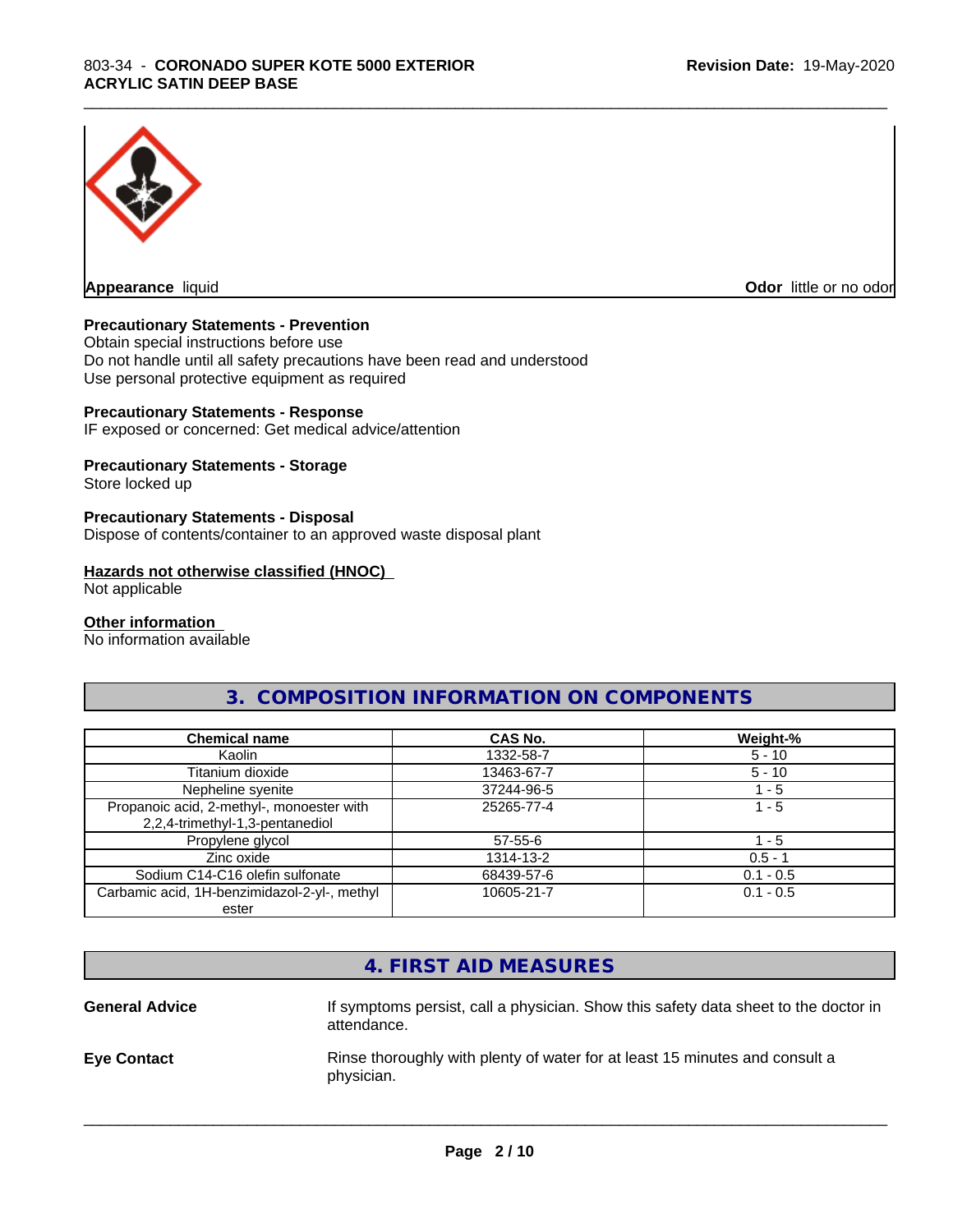**Appearance** liquid

**Odor** little or no odor

**Precautionary Statements - Prevention**
Obtain special instructions before use
Do not handle until all safety precautions have been read and understood
Use personal protective equipment as required

**Precautionary Statements - Response**
IF exposed or concerned: Get medical advice/attention

**Precautionary Statements - Storage**
Store locked up

**Precautionary Statements - Disposal**
Dispose of contents/container to an approved waste disposal plant

**Hazards not otherwise classified (HNOC)**
Not applicable

**Other information**
No information available

## 3. COMPOSITION INFORMATION ON COMPONENTS

| Chemical name | CAS No. | Weight-% |
|---|---|---|
| Kaolin | 1332-58-7 | 5 - 10 |
| Titanium dioxide | 13463-67-7 | 5 - 10 |
| Nepheline syenite | 37244-96-5 | 1 - 5 |
| Propanoic acid, 2-methyl-, monoester with 2,2,4-trimethyl-1,3-pentanediol | 25265-77-4 | 1 - 5 |
| Propylene glycol | 57-55-6 | 1 - 5 |
| Zinc oxide | 1314-13-2 | 0.5 - 1 |
| Sodium C14-C16 olefin sulfonate | 68439-57-6 | 0.1 - 0.5 |
| Carbamic acid, 1H-benzimidazol-2-yl-, methyl ester | 10605-21-7 | 0.1 - 0.5 |

## 4. FIRST AID MEASURES

**General Advice** If symptoms persist, call a physician. Show this safety data sheet to the doctor in attendance.

**Eye Contact** Rinse thoroughly with plenty of water for at least 15 minutes and consult a physician.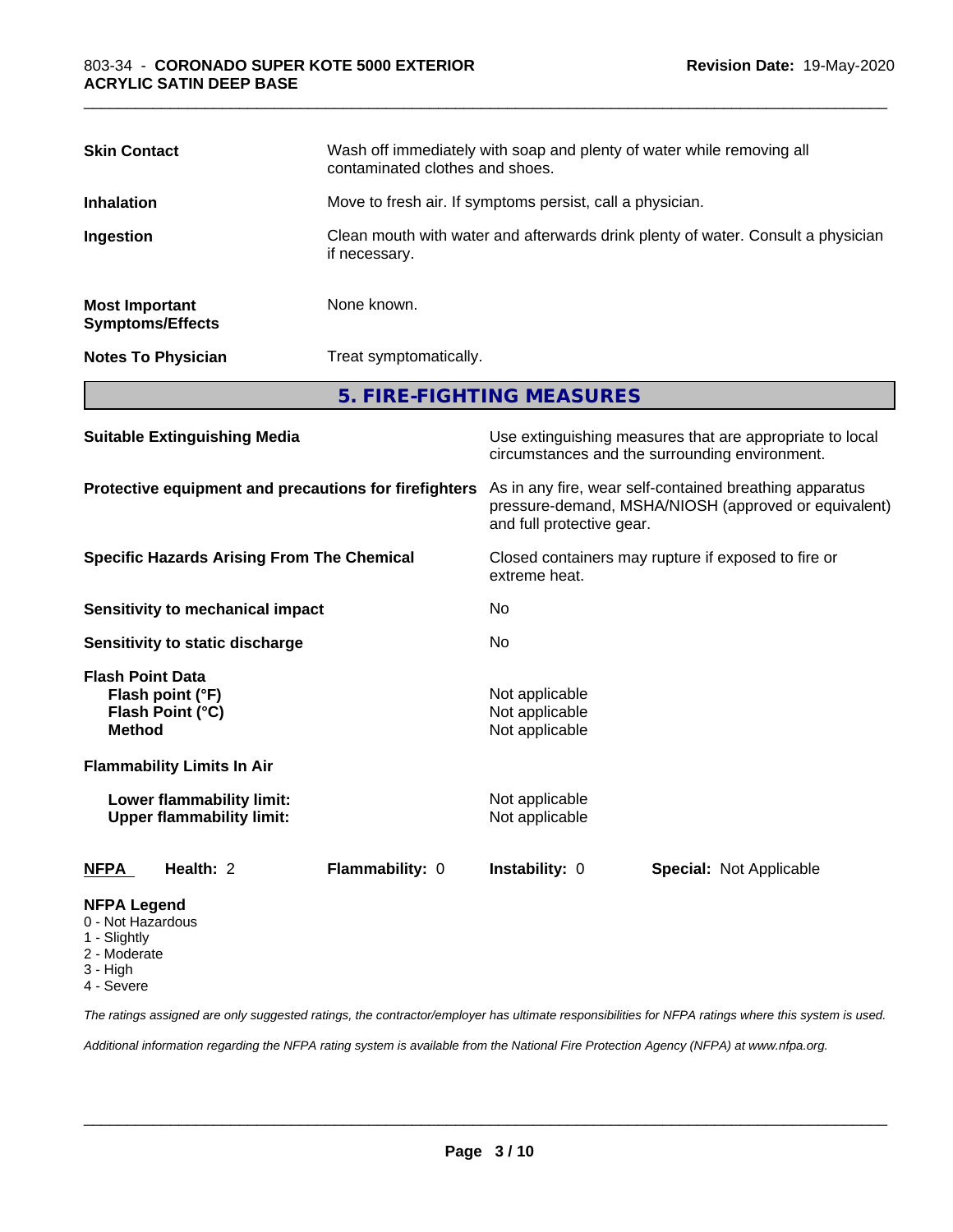| | |
|---|---|
| **Skin Contact** | Wash off immediately with soap and plenty of water while removing all contaminated clothes and shoes. |
| **Inhalation** | Move to fresh air. If symptoms persist, call a physician. |
| **Ingestion** | Clean mouth with water and afterwards drink plenty of water. Consult a physician if necessary. |
| **Most Important Symptoms/Effects** | None known. |
| **Notes To Physician** | Treat symptomatically. |

## 5. FIRE-FIGHTING MEASURES

| | |
|---|---|
| **Suitable Extinguishing Media** | Use extinguishing measures that are appropriate to local circumstances and the surrounding environment. |
| **Protective equipment and precautions for firefighters** | As in any fire, wear self-contained breathing apparatus pressure-demand, MSHA/NIOSH (approved or equivalent) and full protective gear. |
| **Specific Hazards Arising From The Chemical** | Closed containers may rupture if exposed to fire or extreme heat. |
| **Sensitivity to mechanical impact** | No |
| **Sensitivity to static discharge** | No |

**Flash Point Data**

| | |
|---|---|
| **Flash point (°F)** | Not applicable |
| **Flash Point (°C)** | Not applicable |
| **Method** | Not applicable |

**Flammability Limits In Air**

| | |
|---|---|
| **Lower flammability limit:** | Not applicable |
| **Upper flammability limit:** | Not applicable |

| **NFPA** | **Health:** 2 | **Flammability:** 0 | **Instability:** 0 | **Special:** Not Applicable |
|---|---|---|---|---|

**NFPA Legend**
- 0 - Not Hazardous
- 1 - Slightly
- 2 - Moderate
- 3 - High
- 4 - Severe

*The ratings assigned are only suggested ratings, the contractor/employer has ultimate responsibilities for NFPA ratings where this system is used.*

*Additional information regarding the NFPA rating system is available from the National Fire Protection Agency (NFPA) at www.nfpa.org.*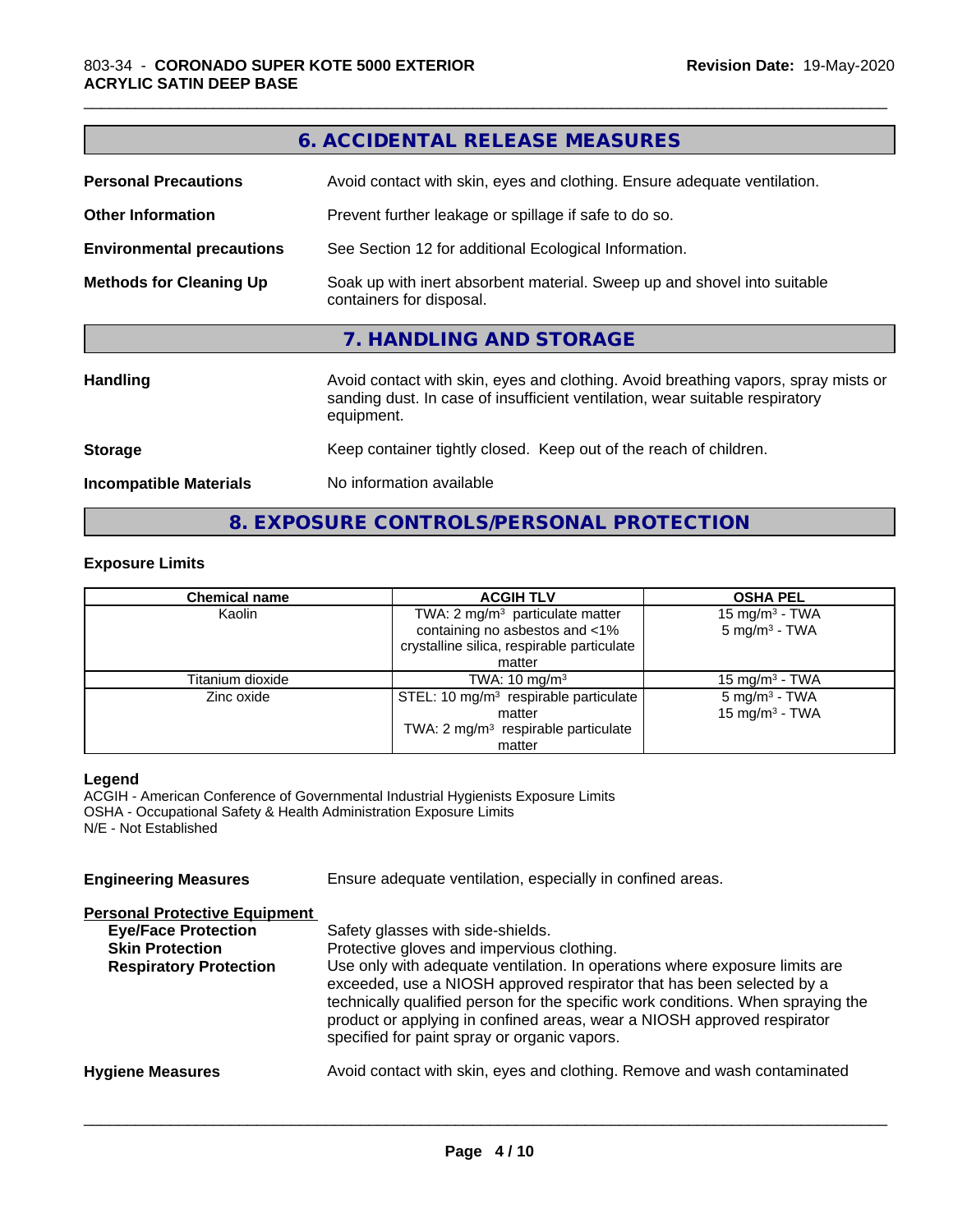## 6. ACCIDENTAL RELEASE MEASURES

**Personal Precautions** Avoid contact with skin, eyes and clothing. Ensure adequate ventilation.

**Other Information** Prevent further leakage or spillage if safe to do so.

**Environmental precautions** See Section 12 for additional Ecological Information.

**Methods for Cleaning Up** Soak up with inert absorbent material. Sweep up and shovel into suitable containers for disposal.

## 7. HANDLING AND STORAGE

**Handling** Avoid contact with skin, eyes and clothing. Avoid breathing vapors, spray mists or sanding dust. In case of insufficient ventilation, wear suitable respiratory equipment.

**Storage** Keep container tightly closed. Keep out of the reach of children.

**Incompatible Materials** No information available

## 8. EXPOSURE CONTROLS/PERSONAL PROTECTION

### Exposure Limits

| Chemical name | ACGIH TLV | OSHA PEL |
|---|---|---|
| Kaolin | TWA: 2 mg/m³ particulate matter containing no asbestos and <1% crystalline silica, respirable particulate matter | 15 mg/m³ - TWA<br>5 mg/m³ - TWA |
| Titanium dioxide | TWA: 10 mg/m³ | 15 mg/m³ - TWA |
| Zinc oxide | STEL: 10 mg/m³ respirable particulate matter<br>TWA: 2 mg/m³ respirable particulate matter | 5 mg/m³ - TWA<br>15 mg/m³ - TWA |

**Legend**
ACGIH - American Conference of Governmental Industrial Hygienists Exposure Limits
OSHA - Occupational Safety & Health Administration Exposure Limits
N/E - Not Established

**Engineering Measures** Ensure adequate ventilation, especially in confined areas.

**Personal Protective Equipment**

**Eye/Face Protection** Safety glasses with side-shields.

**Skin Protection** Protective gloves and impervious clothing.

**Respiratory Protection** Use only with adequate ventilation. In operations where exposure limits are exceeded, use a NIOSH approved respirator that has been selected by a technically qualified person for the specific work conditions. When spraying the product or applying in confined areas, wear a NIOSH approved respirator specified for paint spray or organic vapors.

**Hygiene Measures** Avoid contact with skin, eyes and clothing. Remove and wash contaminated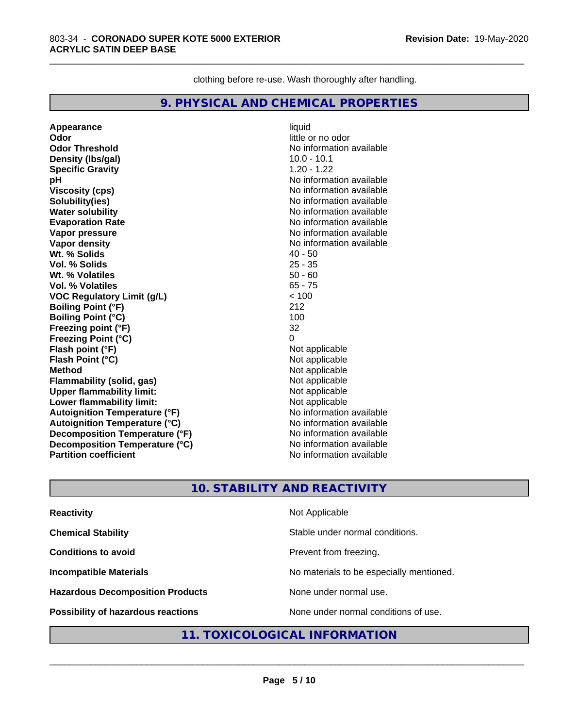clothing before re-use. Wash thoroughly after handling.

## 9. PHYSICAL AND CHEMICAL PROPERTIES

| | |
|---|---|
| **Appearance** | liquid |
| **Odor** | little or no odor |
| **Odor Threshold** | No information available |
| **Density (lbs/gal)** | 10.0 - 10.1 |
| **Specific Gravity** | 1.20 - 1.22 |
| **pH** | No information available |
| **Viscosity (cps)** | No information available |
| **Solubility(ies)** | No information available |
| **Water solubility** | No information available |
| **Evaporation Rate** | No information available |
| **Vapor pressure** | No information available |
| **Vapor density** | No information available |
| **Wt. % Solids** | 40 - 50 |
| **Vol. % Solids** | 25 - 35 |
| **Wt. % Volatiles** | 50 - 60 |
| **Vol. % Volatiles** | 65 - 75 |
| **VOC Regulatory Limit (g/L)** | < 100 |
| **Boiling Point (°F)** | 212 |
| **Boiling Point (°C)** | 100 |
| **Freezing point (°F)** | 32 |
| **Freezing Point (°C)** | 0 |
| **Flash point (°F)** | Not applicable |
| **Flash Point (°C)** | Not applicable |
| **Method** | Not applicable |
| **Flammability (solid, gas)** | Not applicable |
| **Upper flammability limit:** | Not applicable |
| **Lower flammability limit:** | Not applicable |
| **Autoignition Temperature (°F)** | No information available |
| **Autoignition Temperature (°C)** | No information available |
| **Decomposition Temperature (°F)** | No information available |
| **Decomposition Temperature (°C)** | No information available |
| **Partition coefficient** | No information available |

## 10. STABILITY AND REACTIVITY

| | |
|---|---|
| **Reactivity** | Not Applicable |
| **Chemical Stability** | Stable under normal conditions. |
| **Conditions to avoid** | Prevent from freezing. |
| **Incompatible Materials** | No materials to be especially mentioned. |
| **Hazardous Decomposition Products** | None under normal use. |
| **Possibility of hazardous reactions** | None under normal conditions of use. |

## 11. TOXICOLOGICAL INFORMATION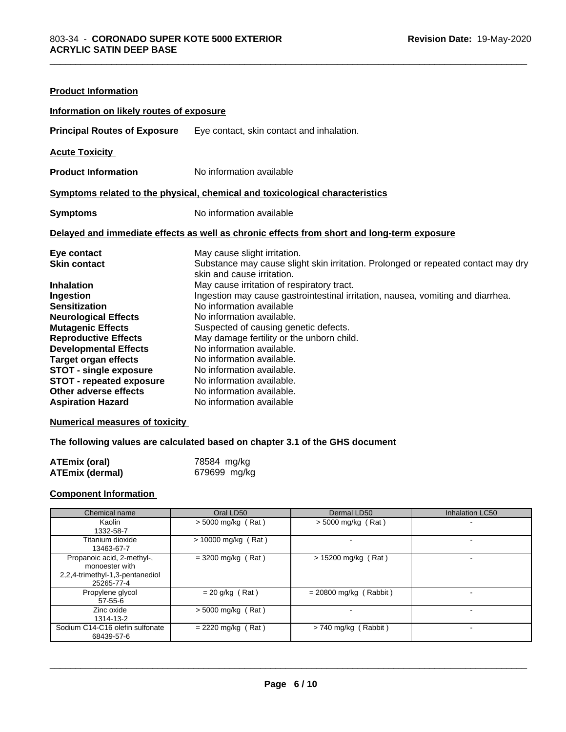**Product Information**

**Information on likely routes of exposure**

**Principal Routes of Exposure** Eye contact, skin contact and inhalation.

**Acute Toxicity**

**Product Information** No information available

**Symptoms related to the physical, chemical and toxicological characteristics**

**Symptoms** No information available

**Delayed and immediate effects as well as chronic effects from short and long-term exposure**

**Eye contact** May cause slight irritation.
**Skin contact** Substance may cause slight skin irritation. Prolonged or repeated contact may dry skin and cause irritation.
**Inhalation** May cause irritation of respiratory tract.
**Ingestion** Ingestion may cause gastrointestinal irritation, nausea, vomiting and diarrhea.
**Sensitization** No information available
**Neurological Effects** No information available.
**Mutagenic Effects** Suspected of causing genetic defects.
**Reproductive Effects** May damage fertility or the unborn child.
**Developmental Effects** No information available.
**Target organ effects** No information available.
**STOT - single exposure** No information available.
**STOT - repeated exposure** No information available.
**Other adverse effects** No information available.
**Aspiration Hazard** No information available

**Numerical measures of toxicity**

**The following values are calculated based on chapter 3.1 of the GHS document**

**ATEmix (oral)** 78584 mg/kg
**ATEmix (dermal)** 679699 mg/kg

**Component Information**

| Chemical name | Oral LD50 | Dermal LD50 | Inhalation LC50 |
|---|---|---|---|
| Kaolin<br>1332-58-7 | > 5000 mg/kg ( Rat ) | > 5000 mg/kg ( Rat ) | - |
| Titanium dioxide<br>13463-67-7 | > 10000 mg/kg ( Rat ) | - | - |
| Propanoic acid, 2-methyl-, monoester with 2,2,4-trimethyl-1,3-pentanediol<br>25265-77-4 | = 3200 mg/kg ( Rat ) | > 15200 mg/kg ( Rat ) | - |
| Propylene glycol<br>57-55-6 | = 20 g/kg ( Rat ) | = 20800 mg/kg ( Rabbit ) | - |
| Zinc oxide<br>1314-13-2 | > 5000 mg/kg ( Rat ) | - | - |
| Sodium C14-C16 olefin sulfonate<br>68439-57-6 | = 2220 mg/kg ( Rat ) | > 740 mg/kg ( Rabbit ) | - |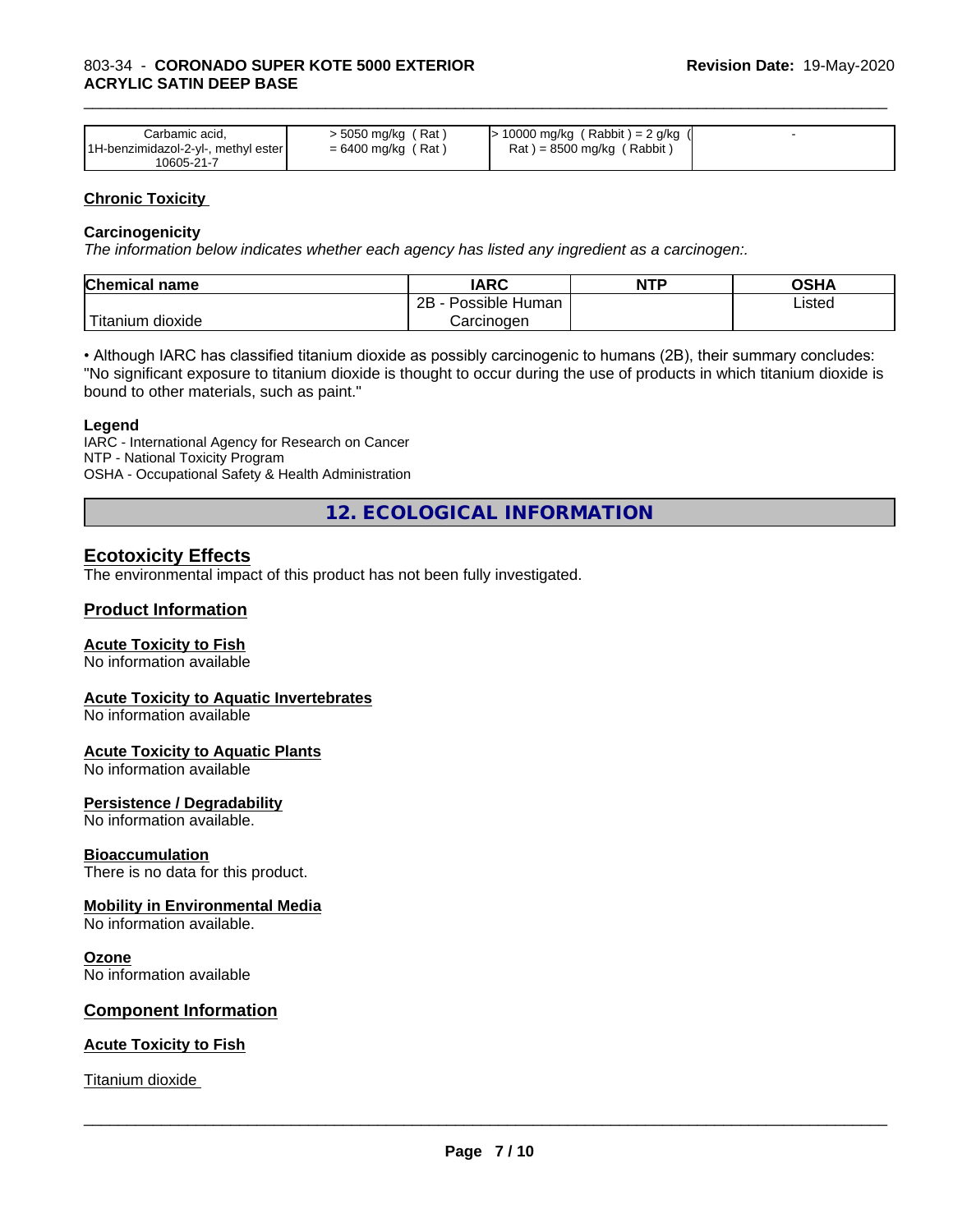| | | | |
|---|---|---|---|
| Carbamic acid, 1H-benzimidazol-2-yl-, methyl ester 10605-21-7 | > 5050 mg/kg ( Rat ) = 6400 mg/kg ( Rat ) | > 10000 mg/kg ( Rabbit ) = 2 g/kg ( Rat ) = 8500 mg/kg ( Rabbit ) | - |

### Chronic Toxicity

**Carcinogenicity**

*The information below indicates whether each agency has listed any ingredient as a carcinogen:.*

| Chemical name | IARC | NTP | OSHA |
|---|---|---|---|
| Titanium dioxide | 2B - Possible Human Carcinogen | | Listed |

• Although IARC has classified titanium dioxide as possibly carcinogenic to humans (2B), their summary concludes: "No significant exposure to titanium dioxide is thought to occur during the use of products in which titanium dioxide is bound to other materials, such as paint."

**Legend**

IARC - International Agency for Research on Cancer
NTP - National Toxicity Program
OSHA - Occupational Safety & Health Administration

## 12. ECOLOGICAL INFORMATION

### Ecotoxicity Effects

The environmental impact of this product has not been fully investigated.

### Product Information

**Acute Toxicity to Fish**
No information available

**Acute Toxicity to Aquatic Invertebrates**
No information available

**Acute Toxicity to Aquatic Plants**
No information available

**Persistence / Degradability**
No information available.

**Bioaccumulation**
There is no data for this product.

**Mobility in Environmental Media**
No information available.

**Ozone**
No information available

### Component Information

**Acute Toxicity to Fish**

Titanium dioxide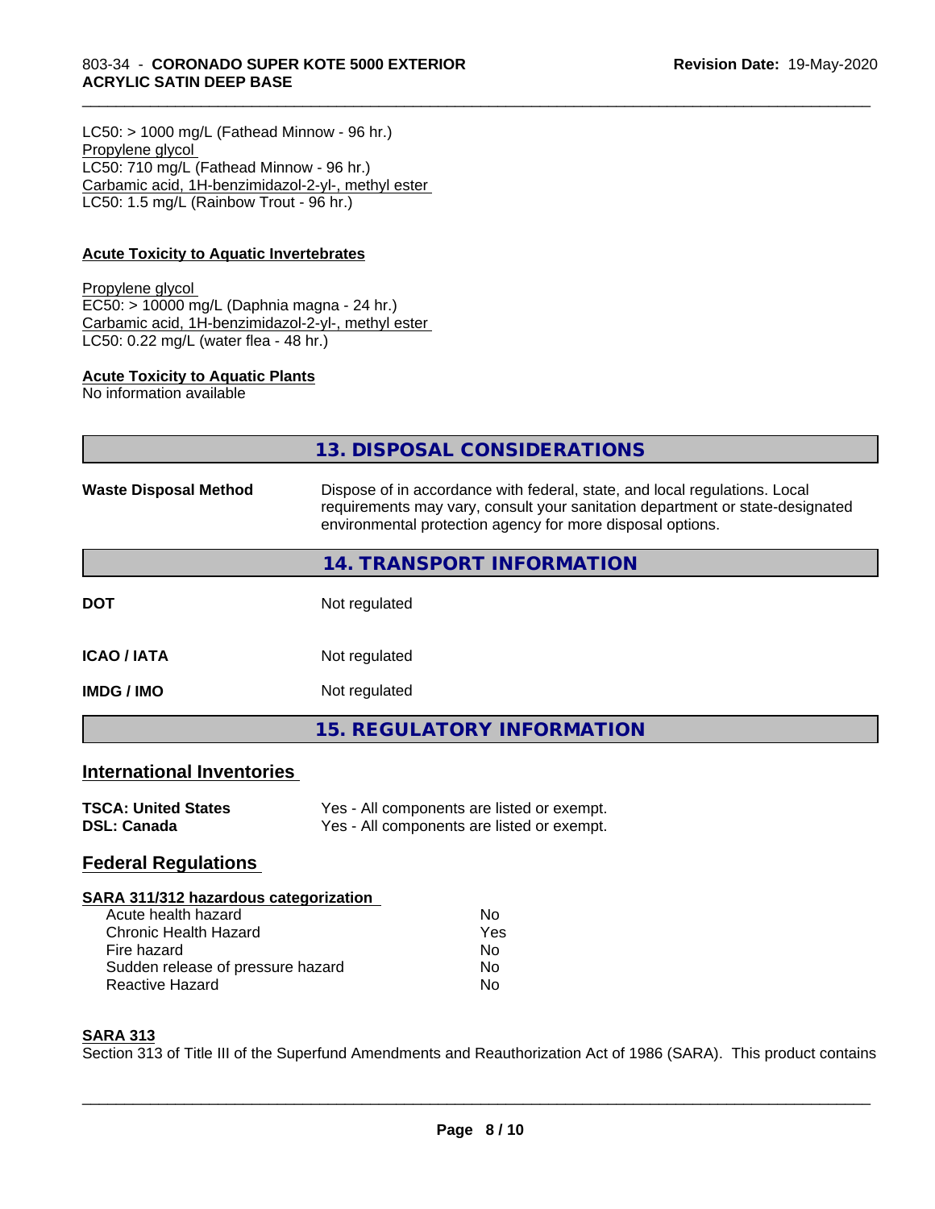LC50: > 1000 mg/L (Fathead Minnow - 96 hr.)
Propylene glycol
LC50: 710 mg/L (Fathead Minnow - 96 hr.)
Carbamic acid, 1H-benzimidazol-2-yl-, methyl ester
LC50: 1.5 mg/L (Rainbow Trout - 96 hr.)

**Acute Toxicity to Aquatic Invertebrates**

Propylene glycol
EC50: > 10000 mg/L (Daphnia magna - 24 hr.)
Carbamic acid, 1H-benzimidazol-2-yl-, methyl ester
LC50: 0.22 mg/L (water flea - 48 hr.)

**Acute Toxicity to Aquatic Plants**
No information available

## 13. DISPOSAL CONSIDERATIONS

**Waste Disposal Method** — Dispose of in accordance with federal, state, and local regulations. Local requirements may vary, consult your sanitation department or state-designated environmental protection agency for more disposal options.

## 14. TRANSPORT INFORMATION

| | |
|---|---|
| **DOT** | Not regulated |
| **ICAO / IATA** | Not regulated |
| **IMDG / IMO** | Not regulated |

## 15. REGULATORY INFORMATION

### International Inventories

| | |
|---|---|
| **TSCA: United States** | Yes - All components are listed or exempt. |
| **DSL: Canada** | Yes - All components are listed or exempt. |

### Federal Regulations

**SARA 311/312 hazardous categorization**

| | |
|---|---|
| Acute health hazard | No |
| Chronic Health Hazard | Yes |
| Fire hazard | No |
| Sudden release of pressure hazard | No |
| Reactive Hazard | No |

**SARA 313**

Section 313 of Title III of the Superfund Amendments and Reauthorization Act of 1986 (SARA). This product contains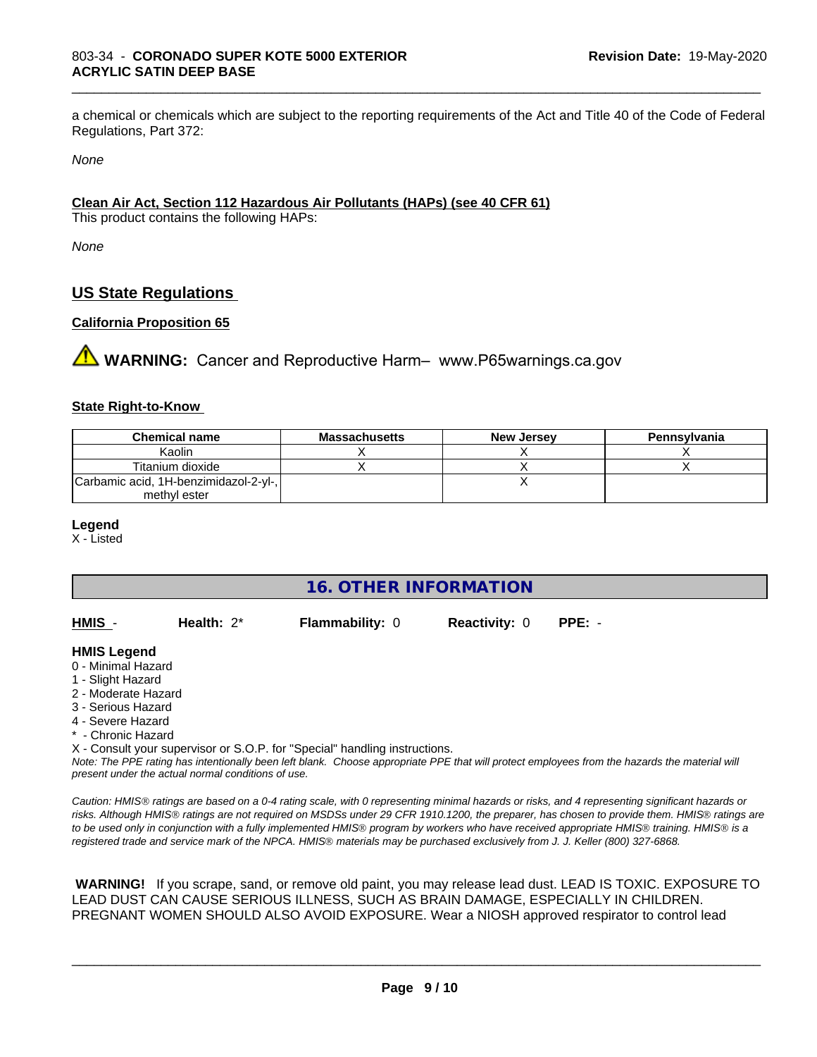a chemical or chemicals which are subject to the reporting requirements of the Act and Title 40 of the Code of Federal Regulations, Part 372:

*None*

**Clean Air Act, Section 112 Hazardous Air Pollutants (HAPs) (see 40 CFR 61)**

This product contains the following HAPs:

*None*

## US State Regulations

**California Proposition 65**

⚠ **WARNING:** Cancer and Reproductive Harm– www.P65warnings.ca.gov

**State Right-to-Know**

| Chemical name | Massachusetts | New Jersey | Pennsylvania |
|---|---|---|---|
| Kaolin | X | X | X |
| Titanium dioxide | X | X | X |
| Carbamic acid, 1H-benzimidazol-2-yl-, methyl ester | | X | |

**Legend**

X - Listed

## 16. OTHER INFORMATION

**HMIS** - **Health:** 2* **Flammability:** 0 **Reactivity:** 0 **PPE:** -

**HMIS Legend**

0 - Minimal Hazard
1 - Slight Hazard
2 - Moderate Hazard
3 - Serious Hazard
4 - Severe Hazard
* - Chronic Hazard
X - Consult your supervisor or S.O.P. for "Special" handling instructions.

*Note: The PPE rating has intentionally been left blank. Choose appropriate PPE that will protect employees from the hazards the material will present under the actual normal conditions of use.*

*Caution: HMIS® ratings are based on a 0-4 rating scale, with 0 representing minimal hazards or risks, and 4 representing significant hazards or risks. Although HMIS® ratings are not required on MSDSs under 29 CFR 1910.1200, the preparer, has chosen to provide them. HMIS® ratings are to be used only in conjunction with a fully implemented HMIS® program by workers who have received appropriate HMIS® training. HMIS® is a registered trade and service mark of the NPCA. HMIS® materials may be purchased exclusively from J. J. Keller (800) 327-6868.*

**WARNING!** If you scrape, sand, or remove old paint, you may release lead dust. LEAD IS TOXIC. EXPOSURE TO LEAD DUST CAN CAUSE SERIOUS ILLNESS, SUCH AS BRAIN DAMAGE, ESPECIALLY IN CHILDREN. PREGNANT WOMEN SHOULD ALSO AVOID EXPOSURE. Wear a NIOSH approved respirator to control lead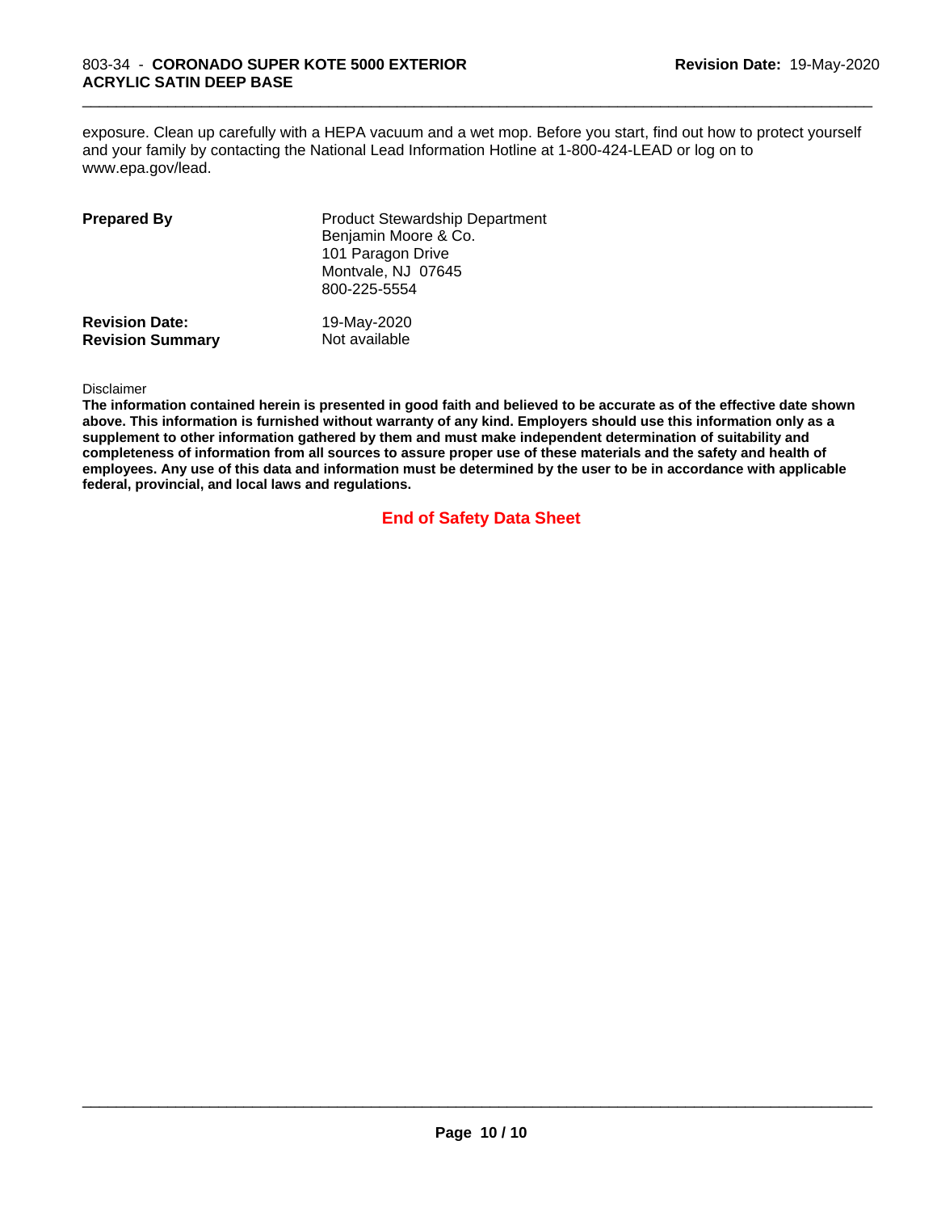exposure. Clean up carefully with a HEPA vacuum and a wet mop. Before you start, find out how to protect yourself and your family by contacting the National Lead Information Hotline at 1-800-424-LEAD or log on to www.epa.gov/lead.

| | |
|---|---|
| **Prepared By** | Product Stewardship Department<br>Benjamin Moore & Co.<br>101 Paragon Drive<br>Montvale, NJ 07645<br>800-225-5554 |
| **Revision Date:** | 19-May-2020 |
| **Revision Summary** | Not available |

Disclaimer

**The information contained herein is presented in good faith and believed to be accurate as of the effective date shown above. This information is furnished without warranty of any kind. Employers should use this information only as a supplement to other information gathered by them and must make independent determination of suitability and completeness of information from all sources to assure proper use of these materials and the safety and health of employees. Any use of this data and information must be determined by the user to be in accordance with applicable federal, provincial, and local laws and regulations.**

**End of Safety Data Sheet**